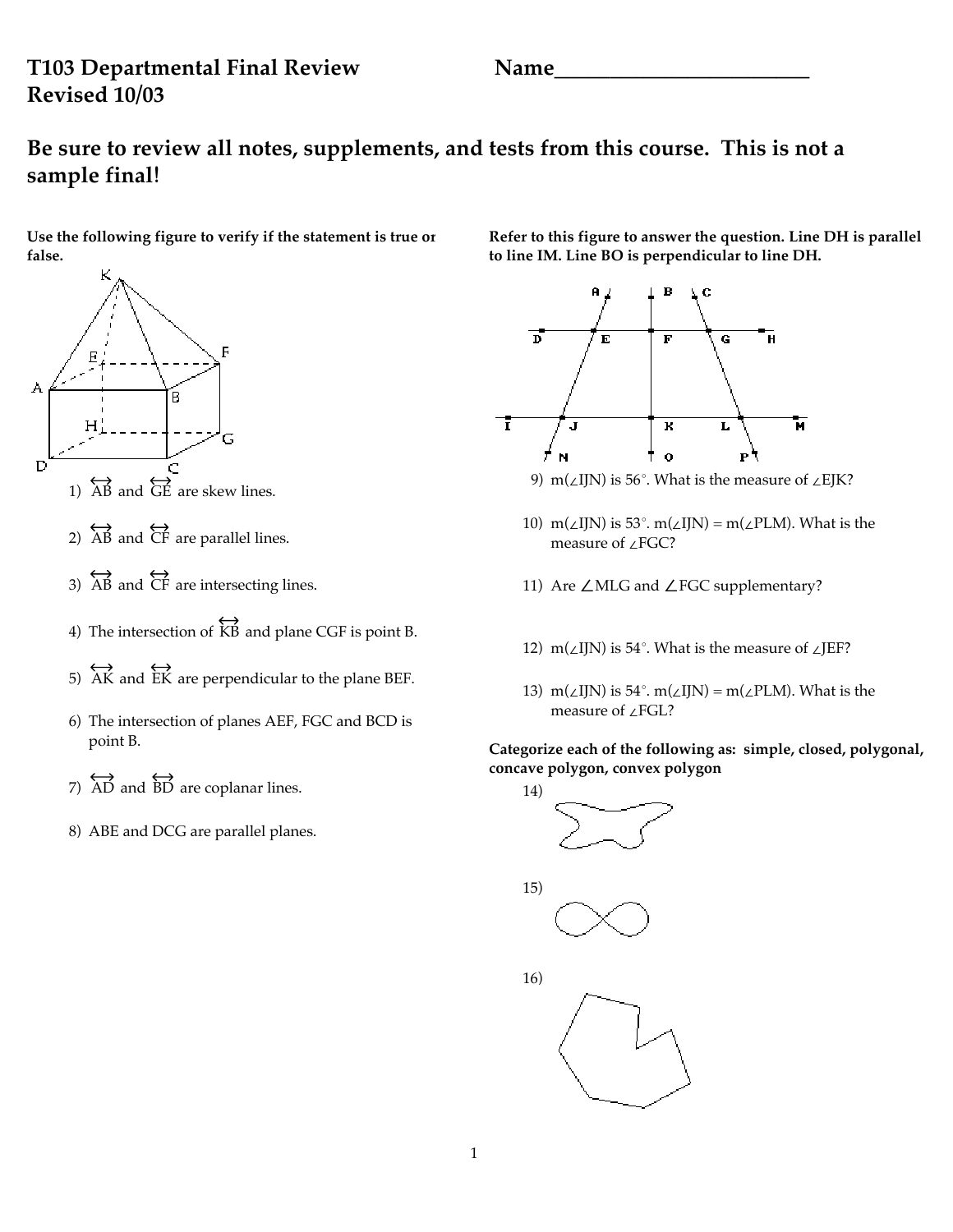# T103 Departmental Final Review

Name________________________

**Revised 10/03**

## Be sure to review all notes, supplements, and tests from this course. This is not a sample final!

**Use the following figure to verify if the statement is true or false.**

1) $\overleftrightarrow{AB}$ and $\overleftrightarrow{GE}$ are skew lines.

2) $\overleftrightarrow{AB}$ and $\overleftrightarrow{CF}$ are parallel lines.

3) $\overleftrightarrow{AB}$ and $\overleftrightarrow{CF}$ are intersecting lines.

4) The intersection of $\overleftrightarrow{KB}$ and plane CGF is point B.

5) $\overleftrightarrow{AK}$ and $\overleftrightarrow{EK}$ are perpendicular to the plane BEF.

6) The intersection of planes AEF, FGC and BCD is point B.

7) $\overleftrightarrow{AD}$ and $\overleftrightarrow{BD}$ are coplanar lines.

8) ABE and DCG are parallel planes.

**Refer to this figure to answer the question. Line DH is parallel to line IM. Line BO is perpendicular to line DH.**

9) m(∠IJN) is 56°. What is the measure of ∠EJK?

10) m(∠IJN) is 53°. m(∠IJN) = m(∠PLM). What is the measure of ∠FGC?

11) Are ∠MLG and ∠FGC supplementary?

12) m(∠IJN) is 54°. What is the measure of ∠JEF?

13) m(∠IJN) is 54°. m(∠IJN) = m(∠PLM). What is the measure of ∠FGL?

**Categorize each of the following as: simple, closed, polygonal, concave polygon, convex polygon**

14)

15)

16)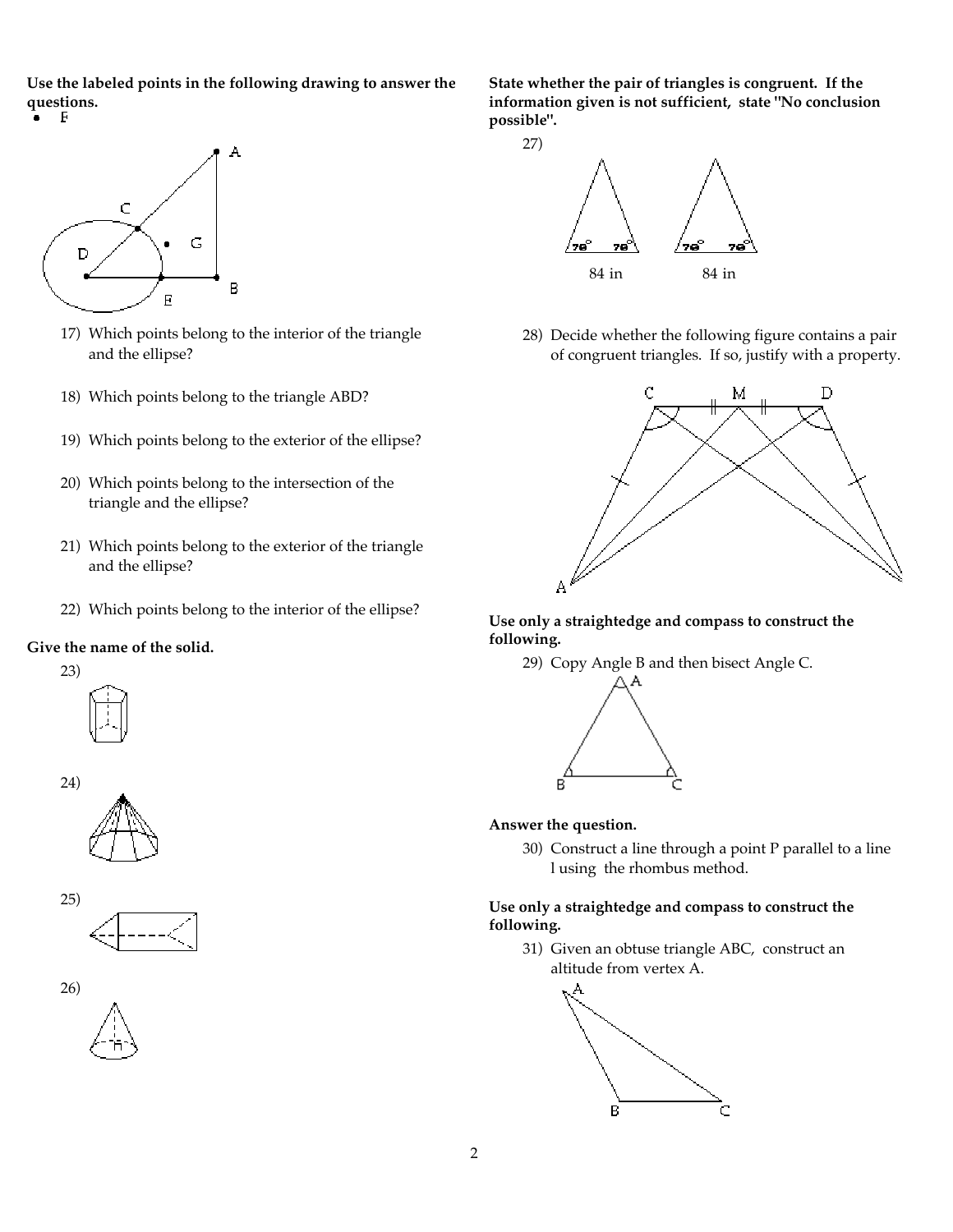**Use the labeled points in the following drawing to answer the questions.**

17) Which points belong to the interior of the triangle and the ellipse?

18) Which points belong to the triangle ABD?

19) Which points belong to the exterior of the ellipse?

20) Which points belong to the intersection of the triangle and the ellipse?

21) Which points belong to the exterior of the triangle and the ellipse?

22) Which points belong to the interior of the ellipse?

**Give the name of the solid.**

23)

24)

25)

26)

**State whether the pair of triangles is congruent. If the information given is not sufficient, state "No conclusion possible".**

27)

84 in  84 in

28) Decide whether the following figure contains a pair of congruent triangles. If so, justify with a property.

**Use only a straightedge and compass to construct the following.**

29) Copy Angle B and then bisect Angle C.

**Answer the question.**

30) Construct a line through a point P parallel to a line l using the rhombus method.

**Use only a straightedge and compass to construct the following.**

31) Given an obtuse triangle ABC, construct an altitude from vertex A.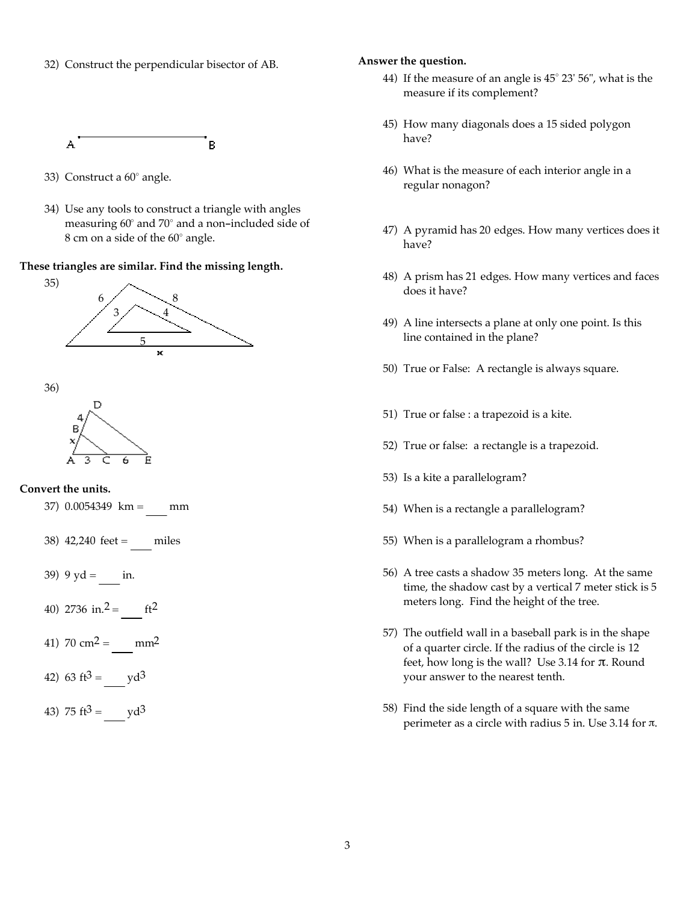32) Construct the perpendicular bisector of AB.

A B

33) Construct a 60° angle.

34) Use any tools to construct a triangle with angles measuring 60° and 70° and a non–included side of 8 cm on a side of the 60° angle.

**These triangles are similar. Find the missing length.**

35)

6 8
3 4
5
x

36)

D
4
B
x
A 3 C 6 E

**Convert the units.**

37) 0.0054349 km = ____ mm

38) 42,240 feet = ____ miles

39) 9 yd = ____ in.

40) 2736 in.$^2$ = ____ ft$^2$

41) 70 cm$^2$ = ____ mm$^2$

42) 63 ft$^3$ = ____ yd$^3$

43) 75 ft$^3$ = ____ yd$^3$

**Answer the question.**

44) If the measure of an angle is 45° 23' 56", what is the measure if its complement?

45) How many diagonals does a 15 sided polygon have?

46) What is the measure of each interior angle in a regular nonagon?

47) A pyramid has 20 edges. How many vertices does it have?

48) A prism has 21 edges. How many vertices and faces does it have?

49) A line intersects a plane at only one point. Is this line contained in the plane?

50) True or False: A rectangle is always square.

51) True or false : a trapezoid is a kite.

52) True or false: a rectangle is a trapezoid.

53) Is a kite a parallelogram?

54) When is a rectangle a parallelogram?

55) When is a parallelogram a rhombus?

56) A tree casts a shadow 35 meters long. At the same time, the shadow cast by a vertical 7 meter stick is 5 meters long. Find the height of the tree.

57) The outfield wall in a baseball park is in the shape of a quarter circle. If the radius of the circle is 12 feet, how long is the wall? Use 3.14 for $\pi$. Round your answer to the nearest tenth.

58) Find the side length of a square with the same perimeter as a circle with radius 5 in. Use 3.14 for $\pi$.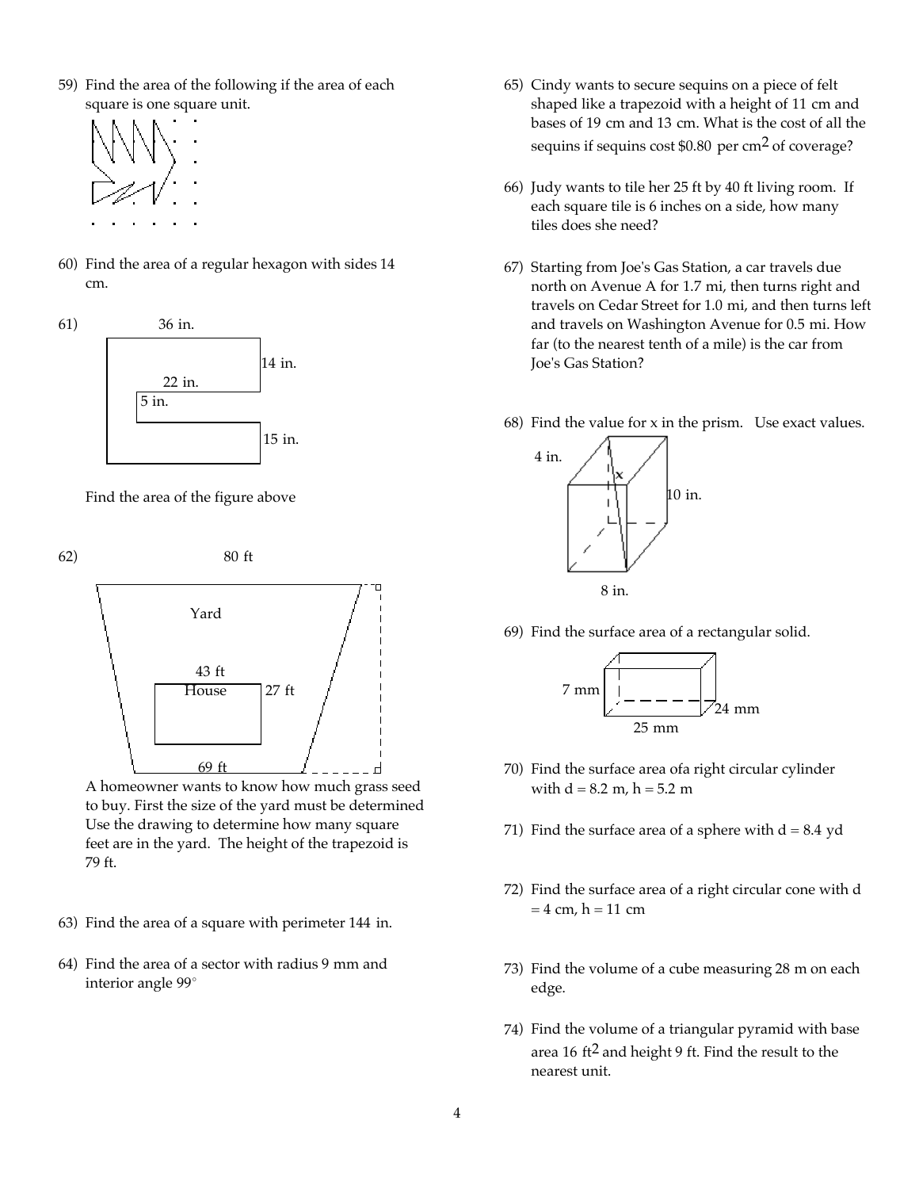59) Find the area of the following if the area of each square is one square unit.

60) Find the area of a regular hexagon with sides 14 cm.

61) 36 in.

14 in.

22 in.

5 in.

15 in.

Find the area of the figure above

62) 80 ft

Yard

43 ft

House

27 ft

69 ft

A homeowner wants to know how much grass seed to buy. First the size of the yard must be determined Use the drawing to determine how many square feet are in the yard. The height of the trapezoid is 79 ft.

63) Find the area of a square with perimeter 144 in.

64) Find the area of a sector with radius 9 mm and interior angle 99°

65) Cindy wants to secure sequins on a piece of felt shaped like a trapezoid with a height of 11 cm and bases of 19 cm and 13 cm. What is the cost of all the sequins if sequins cost $0.80 per $cm^2$ of coverage?

66) Judy wants to tile her 25 ft by 40 ft living room. If each square tile is 6 inches on a side, how many tiles does she need?

67) Starting from Joe's Gas Station, a car travels due north on Avenue A for 1.7 mi, then turns right and travels on Cedar Street for 1.0 mi, and then turns left and travels on Washington Avenue for 0.5 mi. How far (to the nearest tenth of a mile) is the car from Joe's Gas Station?

68) Find the value for x in the prism. Use exact values.

4 in.

x

10 in.

8 in.

69) Find the surface area of a rectangular solid.

7 mm

24 mm

25 mm

70) Find the surface area ofa right circular cylinder with d = 8.2 m, h = 5.2 m

71) Find the surface area of a sphere with d = 8.4 yd

72) Find the surface area of a right circular cone with d = 4 cm, h = 11 cm

73) Find the volume of a cube measuring 28 m on each edge.

74) Find the volume of a triangular pyramid with base area 16 $ft^2$ and height 9 ft. Find the result to the nearest unit.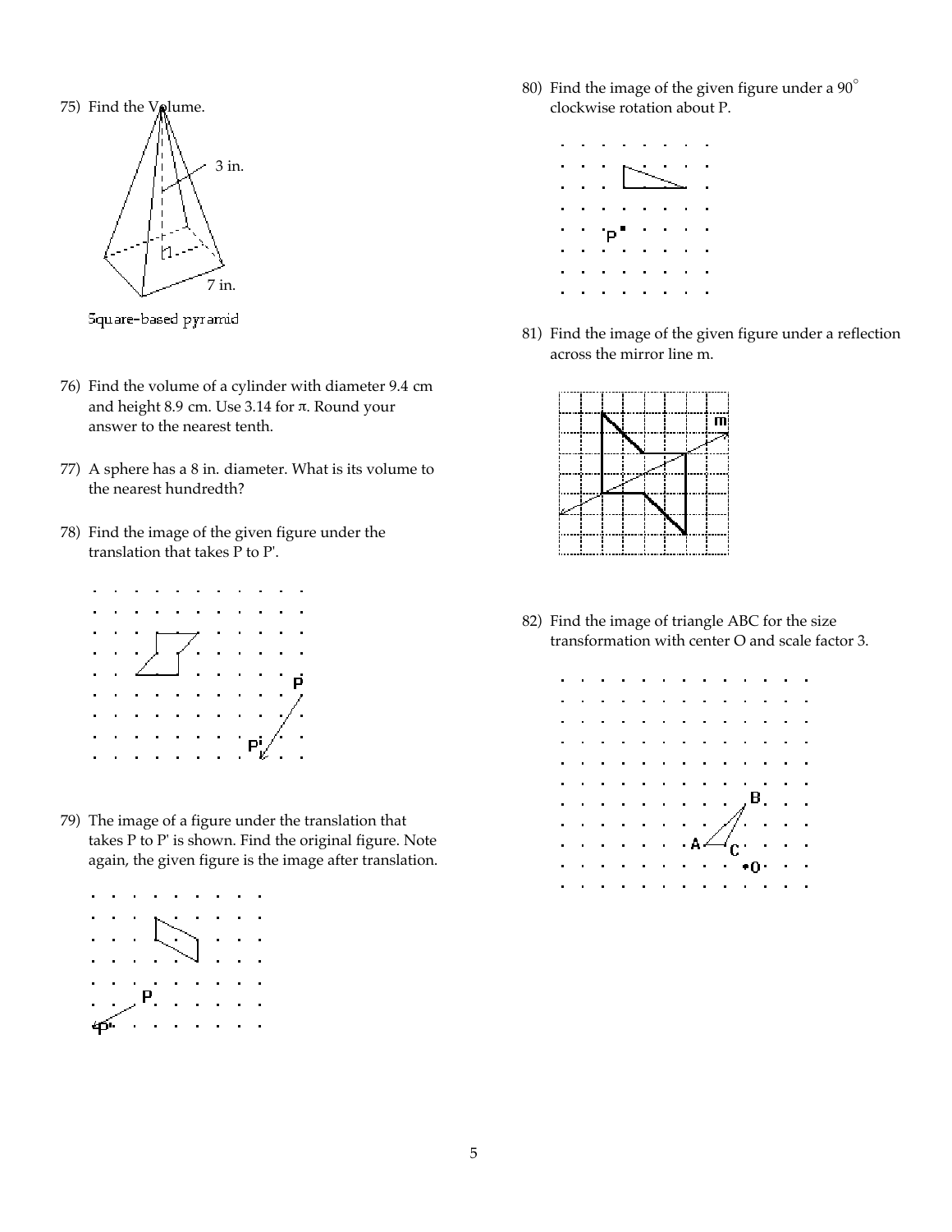75) Find the Volume.

3 in.

7 in.

Square-based pyramid

76) Find the volume of a cylinder with diameter 9.4 cm and height 8.9 cm. Use 3.14 for $\pi$. Round your answer to the nearest tenth.

77) A sphere has a 8 in. diameter. What is its volume to the nearest hundredth?

78) Find the image of the given figure under the translation that takes P to P'.

79) The image of a figure under the translation that takes P to P' is shown. Find the original figure. Note again, the given figure is the image after translation.

80) Find the image of the given figure under a 90° clockwise rotation about P.

81) Find the image of the given figure under a reflection across the mirror line m.

82) Find the image of triangle ABC for the size transformation with center O and scale factor 3.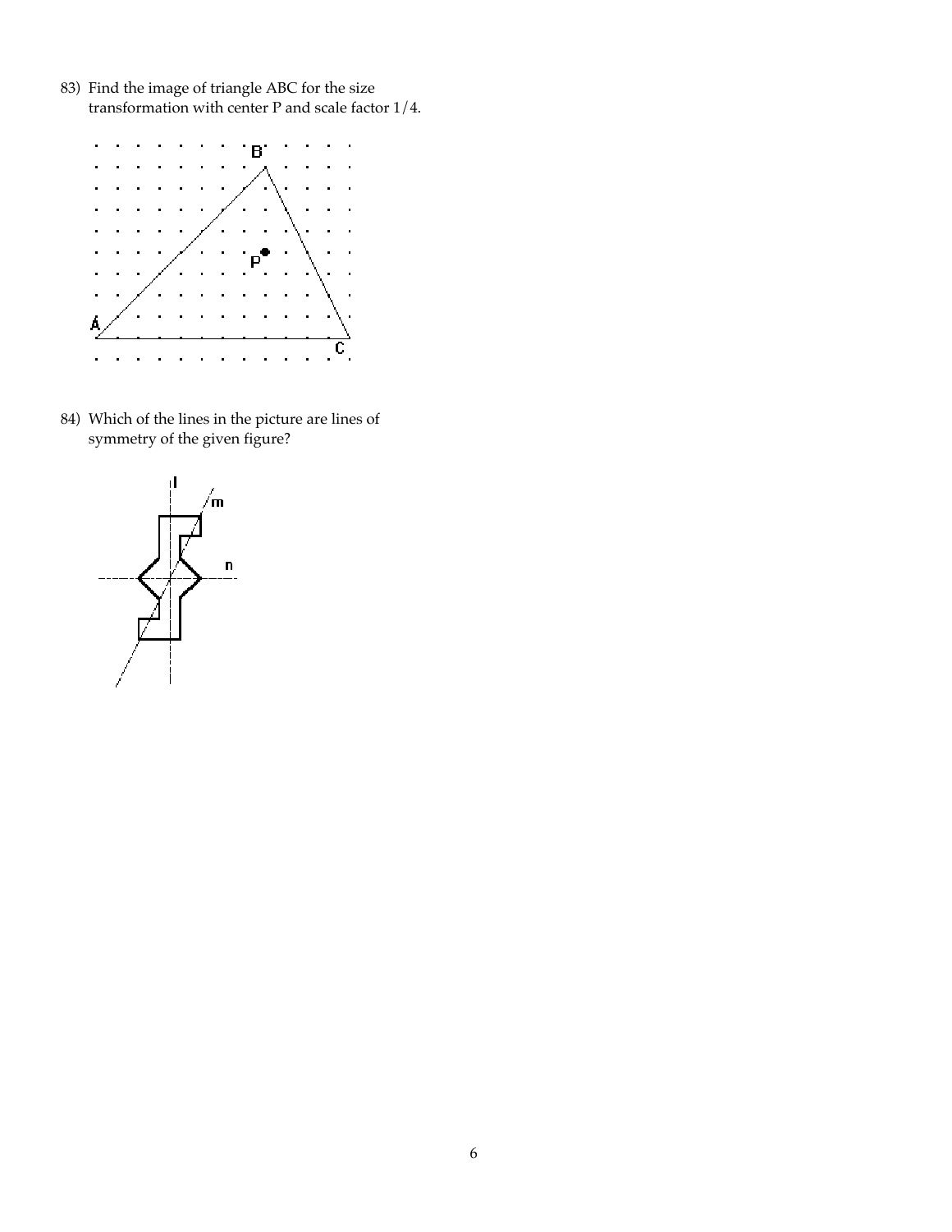83) Find the image of triangle ABC for the size transformation with center P and scale factor 1/4.

84) Which of the lines in the picture are lines of symmetry of the given figure?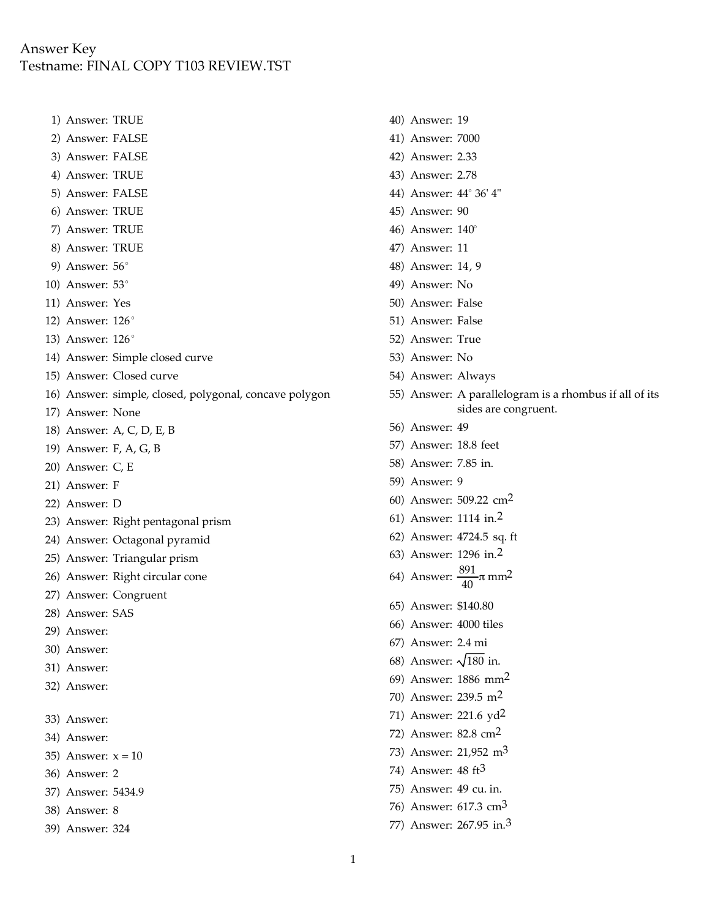Answer Key
Testname: FINAL COPY T103 REVIEW.TST

1) Answer: TRUE
2) Answer: FALSE
3) Answer: FALSE
4) Answer: TRUE
5) Answer: FALSE
6) Answer: TRUE
7) Answer: TRUE
8) Answer: TRUE
9) Answer: 56°
10) Answer: 53°
11) Answer: Yes
12) Answer: 126°
13) Answer: 126°
14) Answer: Simple closed curve
15) Answer: Closed curve
16) Answer: simple, closed, polygonal, concave polygon
17) Answer: None
18) Answer: A, C, D, E, B
19) Answer: F, A, G, B
20) Answer: C, E
21) Answer: F
22) Answer: D
23) Answer: Right pentagonal prism
24) Answer: Octagonal pyramid
25) Answer: Triangular prism
26) Answer: Right circular cone
27) Answer: Congruent
28) Answer: SAS
29) Answer:
30) Answer:
31) Answer:
32) Answer:
33) Answer:
34) Answer:
35) Answer: $x = 10$
36) Answer: 2
37) Answer: 5434.9
38) Answer: 8
39) Answer: 324
40) Answer: 19
41) Answer: 7000
42) Answer: 2.33
43) Answer: 2.78
44) Answer: 44° 36' 4"
45) Answer: 90
46) Answer: 140°
47) Answer: 11
48) Answer: 14, 9
49) Answer: No
50) Answer: False
51) Answer: False
52) Answer: True
53) Answer: No
54) Answer: Always
55) Answer: A parallelogram is a rhombus if all of its sides are congruent.
56) Answer: 49
57) Answer: 18.8 feet
58) Answer: 7.85 in.
59) Answer: 9
60) Answer: 509.22 $cm^2$
61) Answer: 1114 $in.^2$
62) Answer: 4724.5 sq. ft
63) Answer: 1296 $in.^2$
64) Answer: $\frac{891}{40}\pi$ $mm^2$
65) Answer: $140.80
66) Answer: 4000 tiles
67) Answer: 2.4 mi
68) Answer: $\sqrt{180}$ in.
69) Answer: 1886 $mm^2$
70) Answer: 239.5 $m^2$
71) Answer: 221.6 $yd^2$
72) Answer: 82.8 $cm^2$
73) Answer: 21,952 $m^3$
74) Answer: 48 $ft^3$
75) Answer: 49 cu. in.
76) Answer: 617.3 $cm^3$
77) Answer: 267.95 $in.^3$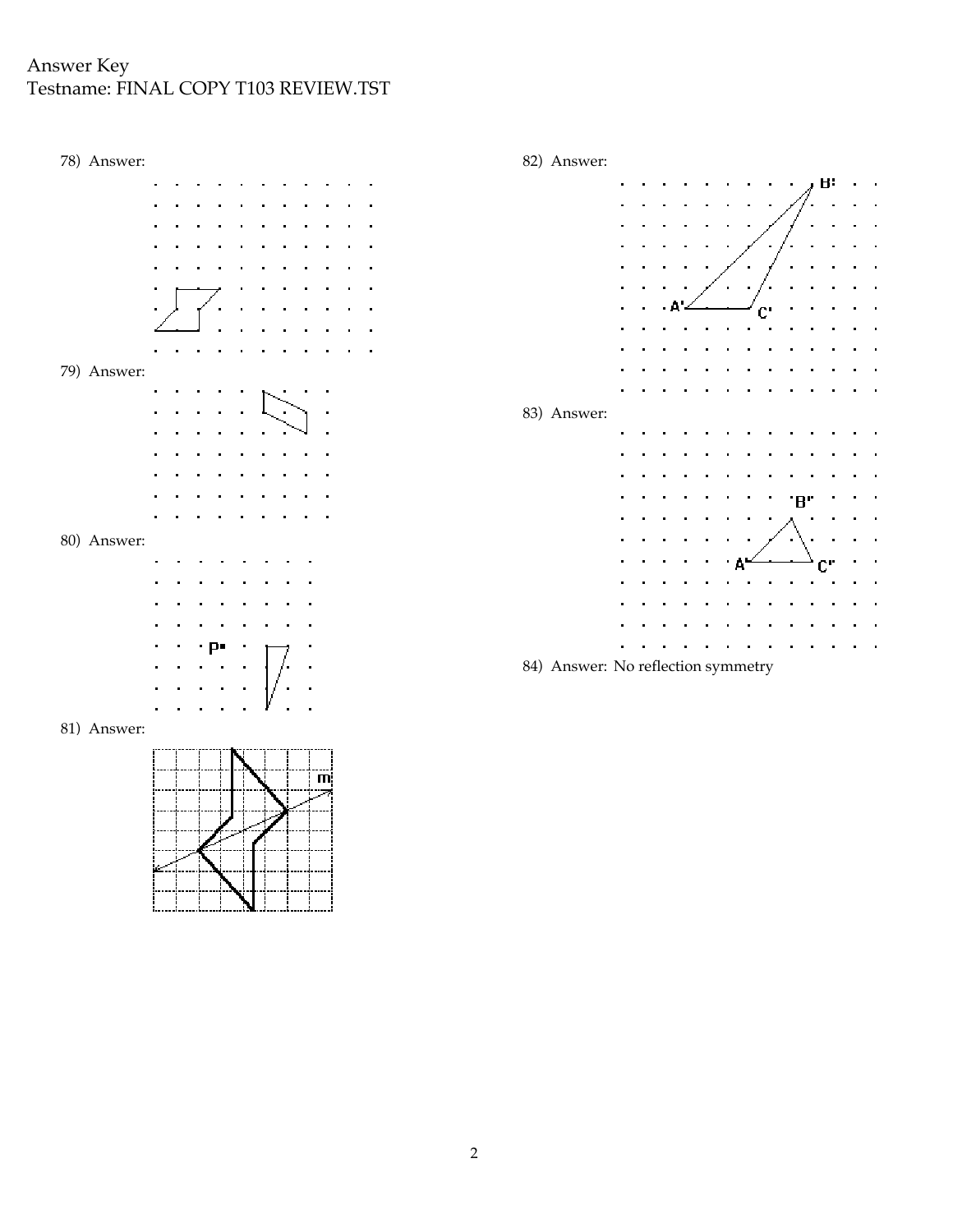78) Answer:

79) Answer:

80) Answer:

P

81) Answer:

m

82) Answer:

B'

A'

C'

83) Answer:

B"

A"

C"

84) Answer: No reflection symmetry